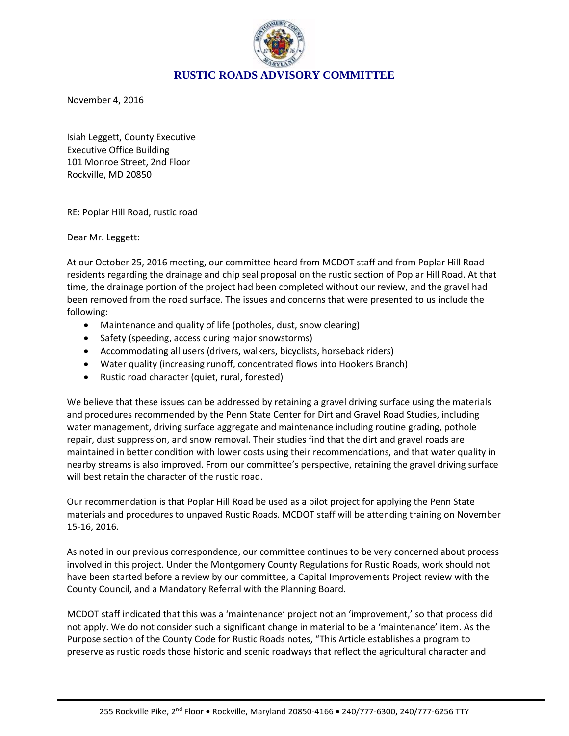# RUSTIC ROADS ADVISORY COMMITTEE

November 4, 2016

Isiah Leggett, County Executive
Executive Office Building
101 Monroe Street, 2nd Floor
Rockville, MD 20850

RE: Poplar Hill Road, rustic road

Dear Mr. Leggett:

At our October 25, 2016 meeting, our committee heard from MCDOT staff and from Poplar Hill Road residents regarding the drainage and chip seal proposal on the rustic section of Poplar Hill Road. At that time, the drainage portion of the project had been completed without our review, and the gravel had been removed from the road surface. The issues and concerns that were presented to us include the following:

- Maintenance and quality of life (potholes, dust, snow clearing)
- Safety (speeding, access during major snowstorms)
- Accommodating all users (drivers, walkers, bicyclists, horseback riders)
- Water quality (increasing runoff, concentrated flows into Hookers Branch)
- Rustic road character (quiet, rural, forested)

We believe that these issues can be addressed by retaining a gravel driving surface using the materials and procedures recommended by the Penn State Center for Dirt and Gravel Road Studies, including water management, driving surface aggregate and maintenance including routine grading, pothole repair, dust suppression, and snow removal. Their studies find that the dirt and gravel roads are maintained in better condition with lower costs using their recommendations, and that water quality in nearby streams is also improved. From our committee's perspective, retaining the gravel driving surface will best retain the character of the rustic road.

Our recommendation is that Poplar Hill Road be used as a pilot project for applying the Penn State materials and procedures to unpaved Rustic Roads. MCDOT staff will be attending training on November 15-16, 2016.

As noted in our previous correspondence, our committee continues to be very concerned about process involved in this project. Under the Montgomery County Regulations for Rustic Roads, work should not have been started before a review by our committee, a Capital Improvements Project review with the County Council, and a Mandatory Referral with the Planning Board.

MCDOT staff indicated that this was a 'maintenance' project not an 'improvement,' so that process did not apply. We do not consider such a significant change in material to be a 'maintenance' item. As the Purpose section of the County Code for Rustic Roads notes, "This Article establishes a program to preserve as rustic roads those historic and scenic roadways that reflect the agricultural character and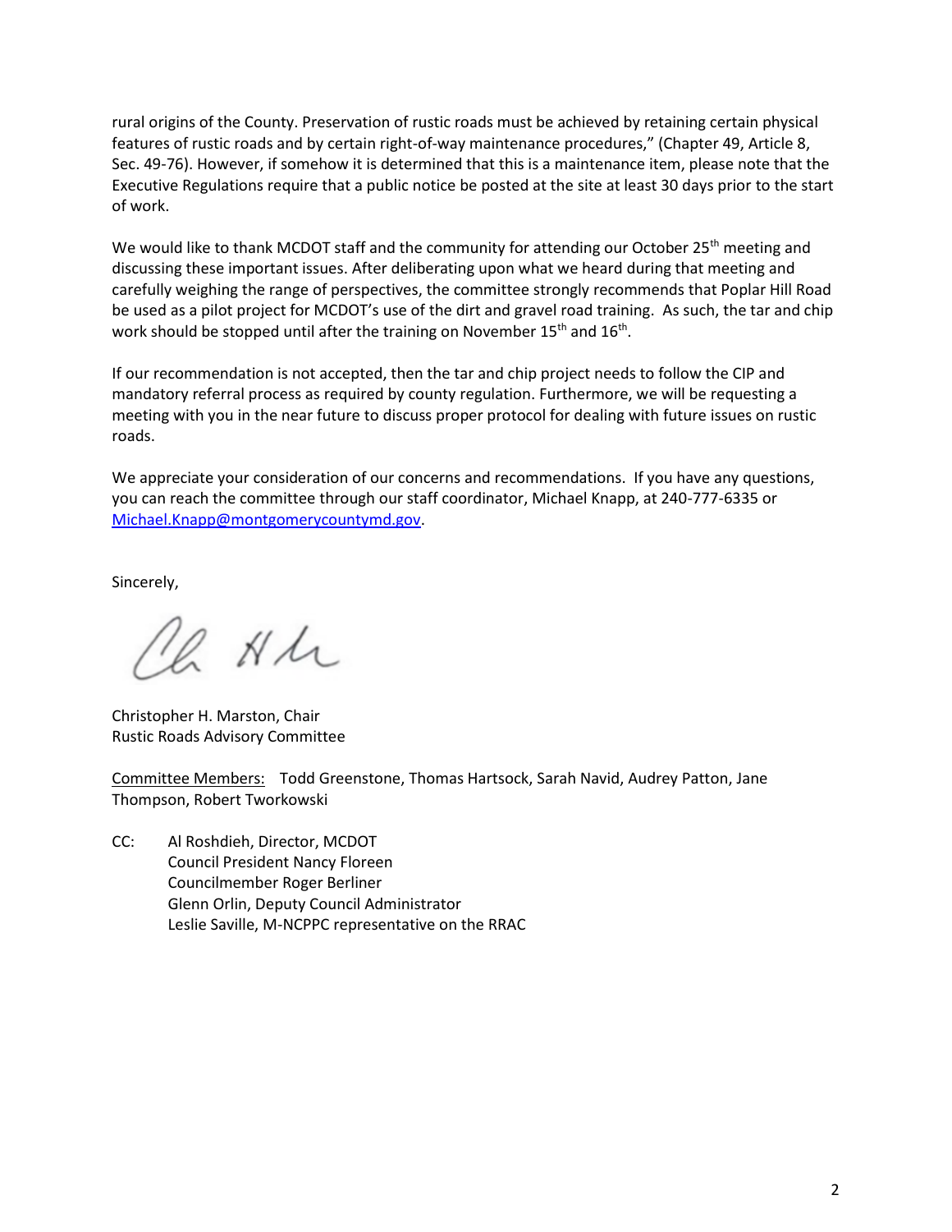rural origins of the County. Preservation of rustic roads must be achieved by retaining certain physical features of rustic roads and by certain right-of-way maintenance procedures," (Chapter 49, Article 8, Sec. 49-76). However, if somehow it is determined that this is a maintenance item, please note that the Executive Regulations require that a public notice be posted at the site at least 30 days prior to the start of work.

We would like to thank MCDOT staff and the community for attending our October 25th meeting and discussing these important issues. After deliberating upon what we heard during that meeting and carefully weighing the range of perspectives, the committee strongly recommends that Poplar Hill Road be used as a pilot project for MCDOT's use of the dirt and gravel road training. As such, the tar and chip work should be stopped until after the training on November 15th and 16th.

If our recommendation is not accepted, then the tar and chip project needs to follow the CIP and mandatory referral process as required by county regulation. Furthermore, we will be requesting a meeting with you in the near future to discuss proper protocol for dealing with future issues on rustic roads.

We appreciate your consideration of our concerns and recommendations. If you have any questions, you can reach the committee through our staff coordinator, Michael Knapp, at 240-777-6335 or Michael.Knapp@montgomerycountymd.gov.

Sincerely,

Christopher H. Marston, Chair
Rustic Roads Advisory Committee

Committee Members: Todd Greenstone, Thomas Hartsock, Sarah Navid, Audrey Patton, Jane Thompson, Robert Tworkowski

CC: Al Roshdieh, Director, MCDOT
Council President Nancy Floreen
Councilmember Roger Berliner
Glenn Orlin, Deputy Council Administrator
Leslie Saville, M-NCPPC representative on the RRAC